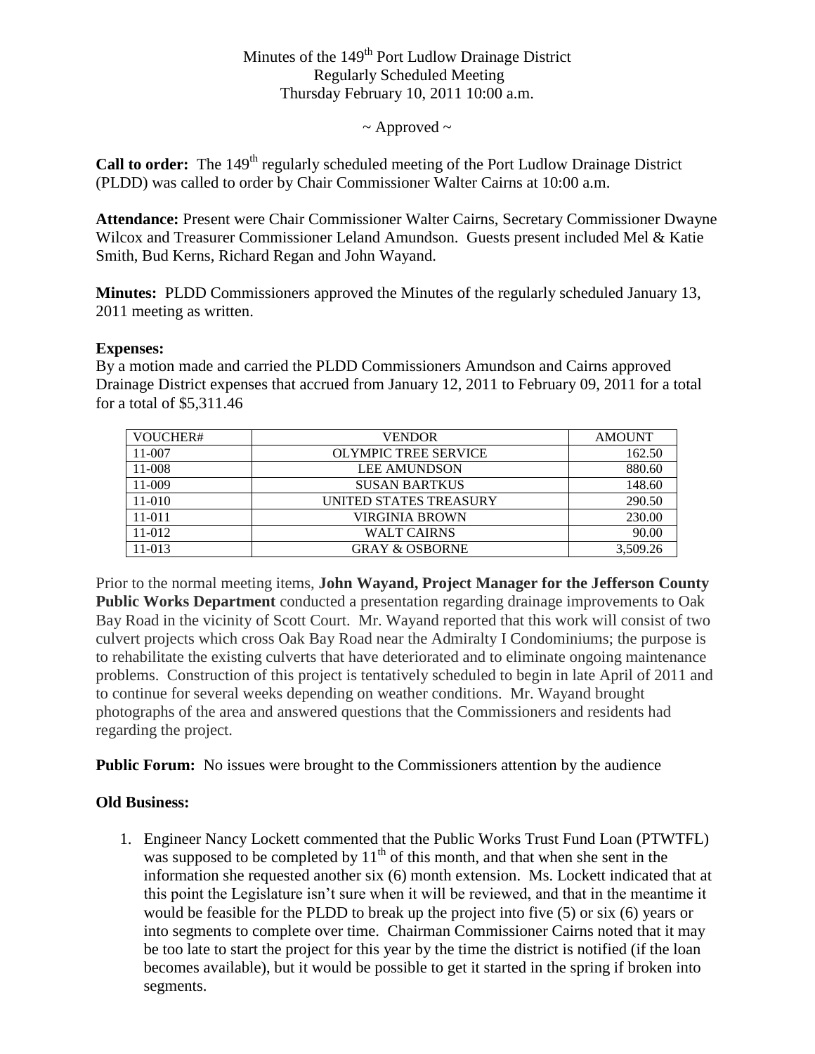Minutes of the 149th Port Ludlow Drainage District
Regularly Scheduled Meeting
Thursday February 10, 2011 10:00 a.m.

~ Approved ~

**Call to order:** The 149th regularly scheduled meeting of the Port Ludlow Drainage District (PLDD) was called to order by Chair Commissioner Walter Cairns at 10:00 a.m.

**Attendance:** Present were Chair Commissioner Walter Cairns, Secretary Commissioner Dwayne Wilcox and Treasurer Commissioner Leland Amundson. Guests present included Mel & Katie Smith, Bud Kerns, Richard Regan and John Wayand.

**Minutes:** PLDD Commissioners approved the Minutes of the regularly scheduled January 13, 2011 meeting as written.

**Expenses:**
By a motion made and carried the PLDD Commissioners Amundson and Cairns approved Drainage District expenses that accrued from January 12, 2011 to February 09, 2011 for a total for a total of $5,311.46

| VOUCHER# | VENDOR | AMOUNT |
|---|---|---|
| 11-007 | OLYMPIC TREE SERVICE | 162.50 |
| 11-008 | LEE AMUNDSON | 880.60 |
| 11-009 | SUSAN BARTKUS | 148.60 |
| 11-010 | UNITED STATES TREASURY | 290.50 |
| 11-011 | VIRGINIA BROWN | 230.00 |
| 11-012 | WALT CAIRNS | 90.00 |
| 11-013 | GRAY & OSBORNE | 3,509.26 |

Prior to the normal meeting items, **John Wayand, Project Manager for the Jefferson County Public Works Department** conducted a presentation regarding drainage improvements to Oak Bay Road in the vicinity of Scott Court. Mr. Wayand reported that this work will consist of two culvert projects which cross Oak Bay Road near the Admiralty I Condominiums; the purpose is to rehabilitate the existing culverts that have deteriorated and to eliminate ongoing maintenance problems. Construction of this project is tentatively scheduled to begin in late April of 2011 and to continue for several weeks depending on weather conditions. Mr. Wayand brought photographs of the area and answered questions that the Commissioners and residents had regarding the project.

**Public Forum:** No issues were brought to the Commissioners attention by the audience

**Old Business:**

1. Engineer Nancy Lockett commented that the Public Works Trust Fund Loan (PTWTFL) was supposed to be completed by 11th of this month, and that when she sent in the information she requested another six (6) month extension. Ms. Lockett indicated that at this point the Legislature isn't sure when it will be reviewed, and that in the meantime it would be feasible for the PLDD to break up the project into five (5) or six (6) years or into segments to complete over time. Chairman Commissioner Cairns noted that it may be too late to start the project for this year by the time the district is notified (if the loan becomes available), but it would be possible to get it started in the spring if broken into segments.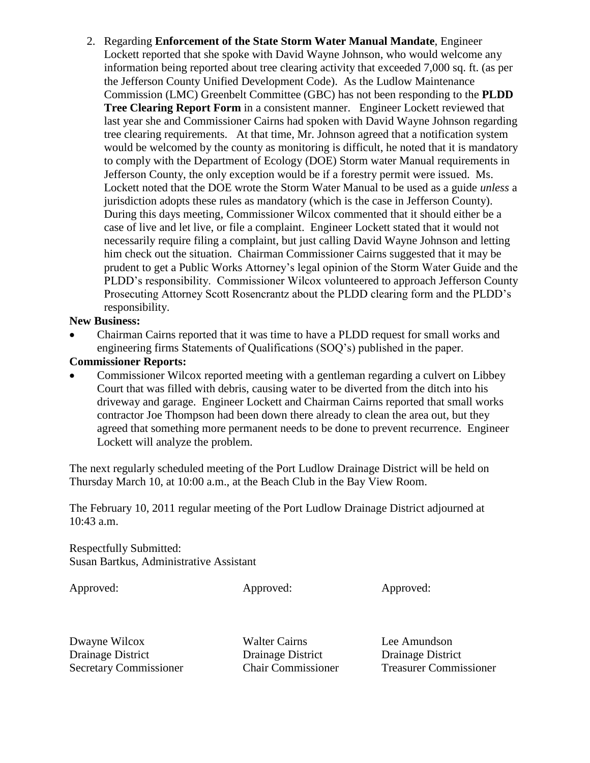2. Regarding **Enforcement of the State Storm Water Manual Mandate**, Engineer Lockett reported that she spoke with David Wayne Johnson, who would welcome any information being reported about tree clearing activity that exceeded 7,000 sq. ft. (as per the Jefferson County Unified Development Code). As the Ludlow Maintenance Commission (LMC) Greenbelt Committee (GBC) has not been responding to the **PLDD Tree Clearing Report Form** in a consistent manner. Engineer Lockett reviewed that last year she and Commissioner Cairns had spoken with David Wayne Johnson regarding tree clearing requirements. At that time, Mr. Johnson agreed that a notification system would be welcomed by the county as monitoring is difficult, he noted that it is mandatory to comply with the Department of Ecology (DOE) Storm water Manual requirements in Jefferson County, the only exception would be if a forestry permit were issued. Ms. Lockett noted that the DOE wrote the Storm Water Manual to be used as a guide *unless* a jurisdiction adopts these rules as mandatory (which is the case in Jefferson County). During this days meeting, Commissioner Wilcox commented that it should either be a case of live and let live, or file a complaint. Engineer Lockett stated that it would not necessarily require filing a complaint, but just calling David Wayne Johnson and letting him check out the situation. Chairman Commissioner Cairns suggested that it may be prudent to get a Public Works Attorney's legal opinion of the Storm Water Guide and the PLDD's responsibility. Commissioner Wilcox volunteered to approach Jefferson County Prosecuting Attorney Scott Rosencrantz about the PLDD clearing form and the PLDD's responsibility.

**New Business:**

- Chairman Cairns reported that it was time to have a PLDD request for small works and engineering firms Statements of Qualifications (SOQ's) published in the paper.

**Commissioner Reports:**

- Commissioner Wilcox reported meeting with a gentleman regarding a culvert on Libbey Court that was filled with debris, causing water to be diverted from the ditch into his driveway and garage. Engineer Lockett and Chairman Cairns reported that small works contractor Joe Thompson had been down there already to clean the area out, but they agreed that something more permanent needs to be done to prevent recurrence. Engineer Lockett will analyze the problem.

The next regularly scheduled meeting of the Port Ludlow Drainage District will be held on Thursday March 10, at 10:00 a.m., at the Beach Club in the Bay View Room.

The February 10, 2011 regular meeting of the Port Ludlow Drainage District adjourned at 10:43 a.m.

Respectfully Submitted:
Susan Bartkus, Administrative Assistant

| | | |
|---|---|---|
| Approved: | Approved: | Approved: |
| | | |
| Dwayne Wilcox | Walter Cairns | Lee Amundson |
| Drainage District | Drainage District | Drainage District |
| Secretary Commissioner | Chair Commissioner | Treasurer Commissioner |